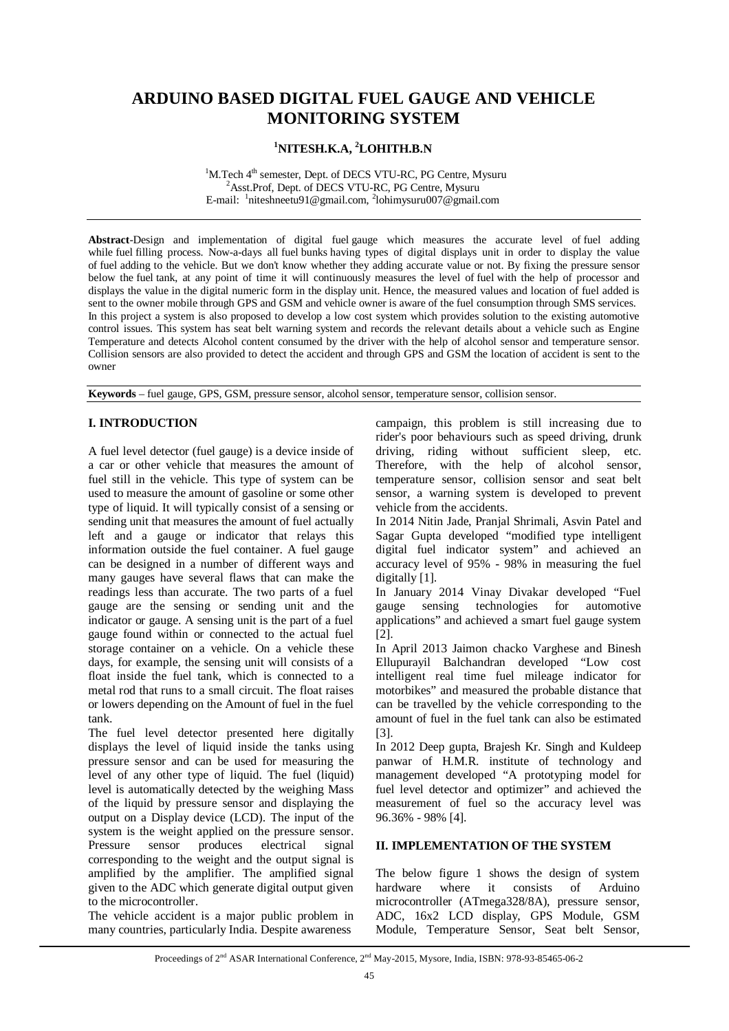# ARDUINO BASED DIGITAL FUEL GAUGE AND VEHICLE MONITORING SYSTEM

**[1]NITESH.K.A, [2]LOHITH.B.N**

[1]M.Tech 4th semester, Dept. of DECS VTU-RC, PG Centre, Mysuru
[2]Asst.Prof, Dept. of DECS VTU-RC, PG Centre, Mysuru
E-mail: [1]niteshneetu91@gmail.com, [2]lohimysuru007@gmail.com

**Abstract**-Design and implementation of digital fuel gauge which measures the accurate level of fuel adding while fuel filling process. Now-a-days all fuel bunks having types of digital displays unit in order to display the value of fuel adding to the vehicle. But we don't know whether they adding accurate value or not. By fixing the pressure sensor below the fuel tank, at any point of time it will continuously measures the level of fuel with the help of processor and displays the value in the digital numeric form in the display unit. Hence, the measured values and location of fuel added is sent to the owner mobile through GPS and GSM and vehicle owner is aware of the fuel consumption through SMS services. In this project a system is also proposed to develop a low cost system which provides solution to the existing automotive control issues. This system has seat belt warning system and records the relevant details about a vehicle such as Engine Temperature and detects Alcohol content consumed by the driver with the help of alcohol sensor and temperature sensor. Collision sensors are also provided to detect the accident and through GPS and GSM the location of accident is sent to the owner

**Keywords** – fuel gauge, GPS, GSM, pressure sensor, alcohol sensor, temperature sensor, collision sensor.

## I. INTRODUCTION

A fuel level detector (fuel gauge) is a device inside of a car or other vehicle that measures the amount of fuel still in the vehicle. This type of system can be used to measure the amount of gasoline or some other type of liquid. It will typically consist of a sensing or sending unit that measures the amount of fuel actually left and a gauge or indicator that relays this information outside the fuel container. A fuel gauge can be designed in a number of different ways and many gauges have several flaws that can make the readings less than accurate. The two parts of a fuel gauge are the sensing or sending unit and the indicator or gauge. A sensing unit is the part of a fuel gauge found within or connected to the actual fuel storage container on a vehicle. On a vehicle these days, for example, the sensing unit will consists of a float inside the fuel tank, which is connected to a metal rod that runs to a small circuit. The float raises or lowers depending on the Amount of fuel in the fuel tank.

The fuel level detector presented here digitally displays the level of liquid inside the tanks using pressure sensor and can be used for measuring the level of any other type of liquid. The fuel (liquid) level is automatically detected by the weighing Mass of the liquid by pressure sensor and displaying the output on a Display device (LCD). The input of the system is the weight applied on the pressure sensor. Pressure sensor produces electrical signal corresponding to the weight and the output signal is amplified by the amplifier. The amplified signal given to the ADC which generate digital output given to the microcontroller.

The vehicle accident is a major public problem in many countries, particularly India. Despite awareness campaign, this problem is still increasing due to rider's poor behaviours such as speed driving, drunk driving, riding without sufficient sleep, etc. Therefore, with the help of alcohol sensor, temperature sensor, collision sensor and seat belt sensor, a warning system is developed to prevent vehicle from the accidents.

In 2014 Nitin Jade, Pranjal Shrimali, Asvin Patel and Sagar Gupta developed "modified type intelligent digital fuel indicator system" and achieved an accuracy level of 95% - 98% in measuring the fuel digitally [1].

In January 2014 Vinay Divakar developed "Fuel gauge sensing technologies for automotive applications" and achieved a smart fuel gauge system [2].

In April 2013 Jaimon chacko Varghese and Binesh Ellupurayil Balchandran developed "Low cost intelligent real time fuel mileage indicator for motorbikes" and measured the probable distance that can be travelled by the vehicle corresponding to the amount of fuel in the fuel tank can also be estimated [3].

In 2012 Deep gupta, Brajesh Kr. Singh and Kuldeep panwar of H.M.R. institute of technology and management developed "A prototyping model for fuel level detector and optimizer" and achieved the measurement of fuel so the accuracy level was 96.36% - 98% [4].

## II. IMPLEMENTATION OF THE SYSTEM

The below figure 1 shows the design of system hardware where it consists of Arduino microcontroller (ATmega328/8A), pressure sensor, ADC, 16x2 LCD display, GPS Module, GSM Module, Temperature Sensor, Seat belt Sensor,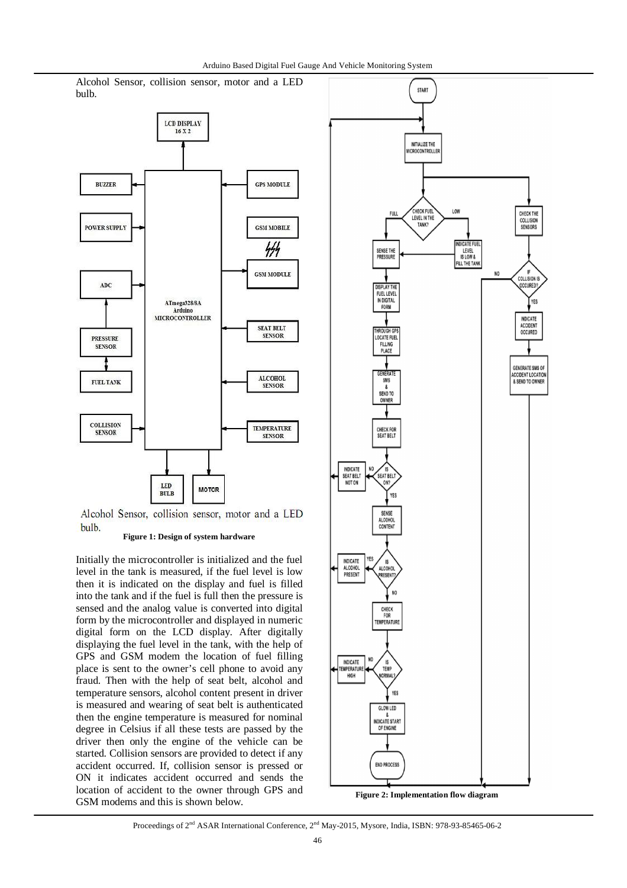Alcohol Sensor, collision sensor, motor and a LED bulb.

Figure 1: Design of system hardware

Initially the microcontroller is initialized and the fuel level in the tank is measured, if the fuel level is low then it is indicated on the display and fuel is filled into the tank and if the fuel is full then the pressure is sensed and the analog value is converted into digital form by the microcontroller and displayed in numeric digital form on the LCD display. After digitally displaying the fuel level in the tank, with the help of GPS and GSM modem the location of fuel filling place is sent to the owner's cell phone to avoid any fraud. Then with the help of seat belt, alcohol and temperature sensors, alcohol content present in driver is measured and wearing of seat belt is authenticated then the engine temperature is measured for nominal degree in Celsius if all these tests are passed by the driver then only the engine of the vehicle can be started. Collision sensors are provided to detect if any accident occurred. If, collision sensor is pressed or ON it indicates accident occurred and sends the location of accident to the owner through GPS and GSM modems and this is shown below.

Figure 2: Implementation flow diagram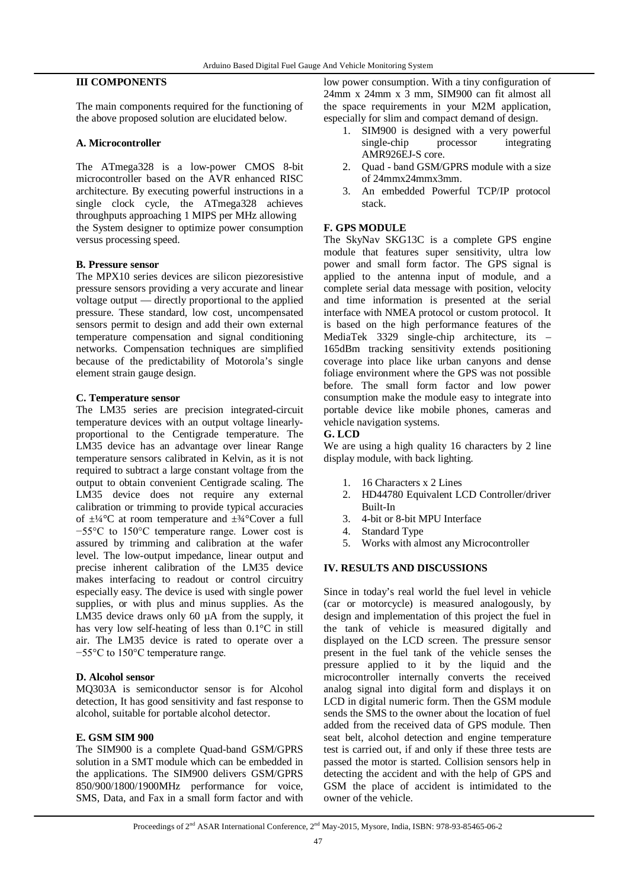## III COMPONENTS

The main components required for the functioning of the above proposed solution are elucidated below.

### A. Microcontroller

The ATmega328 is a low-power CMOS 8-bit microcontroller based on the AVR enhanced RISC architecture. By executing powerful instructions in a single clock cycle, the ATmega328 achieves throughputs approaching 1 MIPS per MHz allowing the System designer to optimize power consumption versus processing speed.

### B. Pressure sensor

The MPX10 series devices are silicon piezoresistive pressure sensors providing a very accurate and linear voltage output — directly proportional to the applied pressure. These standard, low cost, uncompensated sensors permit to design and add their own external temperature compensation and signal conditioning networks. Compensation techniques are simplified because of the predictability of Motorola's single element strain gauge design.

### C. Temperature sensor

The LM35 series are precision integrated-circuit temperature devices with an output voltage linearly-proportional to the Centigrade temperature. The LM35 device has an advantage over linear Range temperature sensors calibrated in Kelvin, as it is not required to subtract a large constant voltage from the output to obtain convenient Centigrade scaling. The LM35 device does not require any external calibration or trimming to provide typical accuracies of ±¼°C at room temperature and ±¾°Cover a full −55°C to 150°C temperature range. Lower cost is assured by trimming and calibration at the wafer level. The low-output impedance, linear output and precise inherent calibration of the LM35 device makes interfacing to readout or control circuitry especially easy. The device is used with single power supplies, or with plus and minus supplies. As the LM35 device draws only 60 µA from the supply, it has very low self-heating of less than 0.1°C in still air. The LM35 device is rated to operate over a −55°C to 150°C temperature range.

### D. Alcohol sensor

MQ303A is semiconductor sensor is for Alcohol detection, It has good sensitivity and fast response to alcohol, suitable for portable alcohol detector.

### E. GSM SIM 900

The SIM900 is a complete Quad-band GSM/GPRS solution in a SMT module which can be embedded in the applications. The SIM900 delivers GSM/GPRS 850/900/1800/1900MHz performance for voice, SMS, Data, and Fax in a small form factor and with low power consumption. With a tiny configuration of 24mm x 24mm x 3 mm, SIM900 can fit almost all the space requirements in your M2M application, especially for slim and compact demand of design.

1. SIM900 is designed with a very powerful single-chip processor integrating AMR926EJ-S core.
2. Quad - band GSM/GPRS module with a size of 24mmx24mmx3mm.
3. An embedded Powerful TCP/IP protocol stack.

### F. GPS MODULE

The SkyNav SKG13C is a complete GPS engine module that features super sensitivity, ultra low power and small form factor. The GPS signal is applied to the antenna input of module, and a complete serial data message with position, velocity and time information is presented at the serial interface with NMEA protocol or custom protocol. It is based on the high performance features of the MediaTek 3329 single-chip architecture, its –165dBm tracking sensitivity extends positioning coverage into place like urban canyons and dense foliage environment where the GPS was not possible before. The small form factor and low power consumption make the module easy to integrate into portable device like mobile phones, cameras and vehicle navigation systems.

### G. LCD

We are using a high quality 16 characters by 2 line display module, with back lighting.

1. 16 Characters x 2 Lines
2. HD44780 Equivalent LCD Controller/driver Built-In
3. 4-bit or 8-bit MPU Interface
4. Standard Type
5. Works with almost any Microcontroller

## IV. RESULTS AND DISCUSSIONS

Since in today's real world the fuel level in vehicle (car or motorcycle) is measured analogously, by design and implementation of this project the fuel in the tank of vehicle is measured digitally and displayed on the LCD screen. The pressure sensor present in the fuel tank of the vehicle senses the pressure applied to it by the liquid and the microcontroller internally converts the received analog signal into digital form and displays it on LCD in digital numeric form. Then the GSM module sends the SMS to the owner about the location of fuel added from the received data of GPS module. Then seat belt, alcohol detection and engine temperature test is carried out, if and only if these three tests are passed the motor is started. Collision sensors help in detecting the accident and with the help of GPS and GSM the place of accident is intimidated to the owner of the vehicle.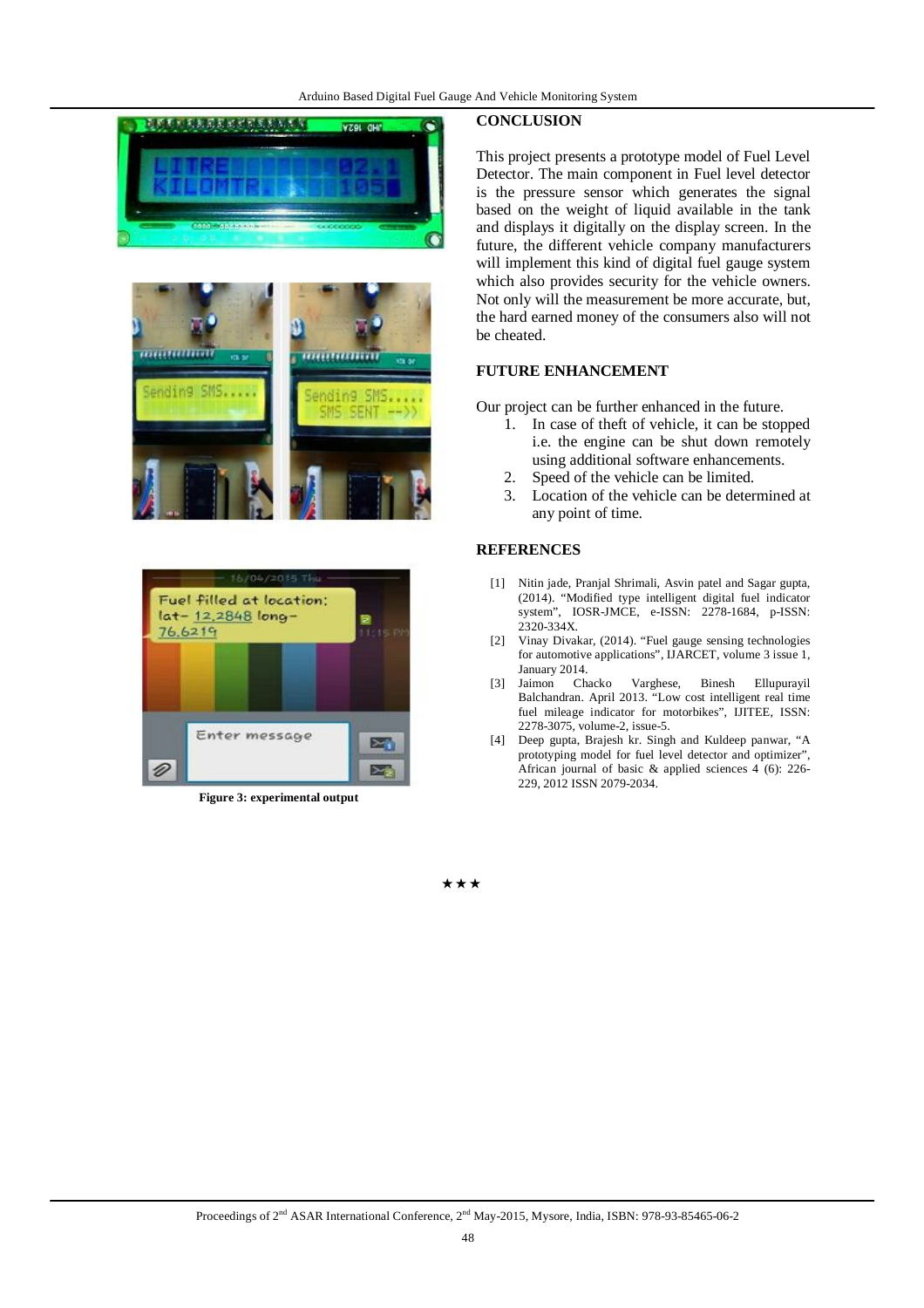Figure 3: experimental output

## CONCLUSION

This project presents a prototype model of Fuel Level Detector. The main component in Fuel level detector is the pressure sensor which generates the signal based on the weight of liquid available in the tank and displays it digitally on the display screen. In the future, the different vehicle company manufacturers will implement this kind of digital fuel gauge system which also provides security for the vehicle owners. Not only will the measurement be more accurate, but, the hard earned money of the consumers also will not be cheated.

## FUTURE ENHANCEMENT

Our project can be further enhanced in the future.

1. In case of theft of vehicle, it can be stopped i.e. the engine can be shut down remotely using additional software enhancements.
2. Speed of the vehicle can be limited.
3. Location of the vehicle can be determined at any point of time.

## REFERENCES

[1] Nitin jade, Pranjal Shrimali, Asvin patel and Sagar gupta, (2014). "Modified type intelligent digital fuel indicator system", IOSR-JMCE, e-ISSN: 2278-1684, p-ISSN: 2320-334X.

[2] Vinay Divakar, (2014). "Fuel gauge sensing technologies for automotive applications", IJARCET, volume 3 issue 1, January 2014.

[3] Jaimon Chacko Varghese, Binesh Ellupurayil Balchandran. April 2013. "Low cost intelligent real time fuel mileage indicator for motorbikes", IJITEE, ISSN: 2278-3075, volume-2, issue-5.

[4] Deep gupta, Brajesh kr. Singh and Kuldeep panwar, "A prototyping model for fuel level detector and optimizer", African journal of basic & applied sciences 4 (6): 226-229, 2012 ISSN 2079-2034.

★★★